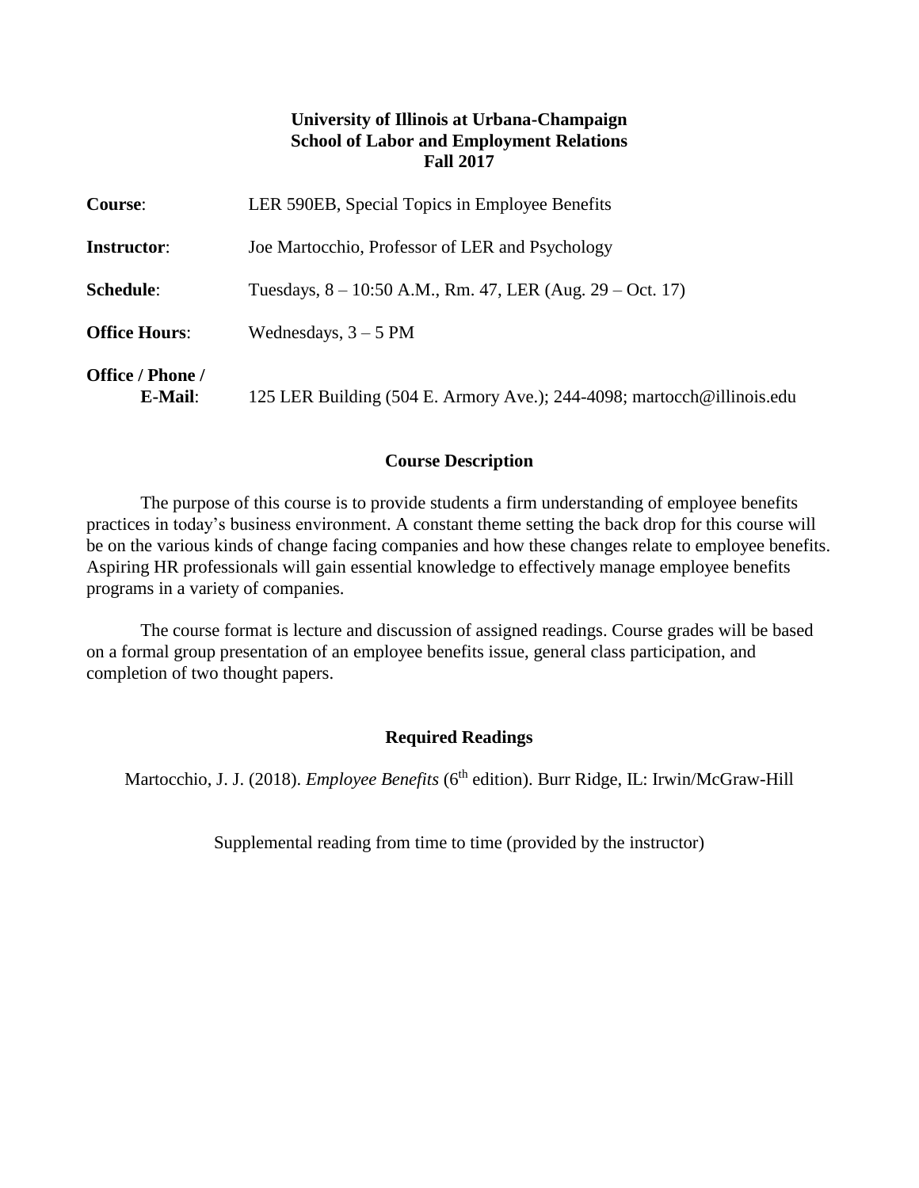**University of Illinois at Urbana-Champaign**
**School of Labor and Employment Relations**
**Fall 2017**

**Course**: LER 590EB, Special Topics in Employee Benefits

**Instructor**: Joe Martocchio, Professor of LER and Psychology

**Schedule**: Tuesdays, 8 – 10:50 A.M., Rm. 47, LER (Aug. 29 – Oct. 17)

**Office Hours**: Wednesdays, 3 – 5 PM

**Office / Phone / E-Mail**: 125 LER Building (504 E. Armory Ave.); 244-4098; martocch@illinois.edu

## Course Description

The purpose of this course is to provide students a firm understanding of employee benefits practices in today's business environment. A constant theme setting the back drop for this course will be on the various kinds of change facing companies and how these changes relate to employee benefits. Aspiring HR professionals will gain essential knowledge to effectively manage employee benefits programs in a variety of companies.

The course format is lecture and discussion of assigned readings. Course grades will be based on a formal group presentation of an employee benefits issue, general class participation, and completion of two thought papers.

## Required Readings

Martocchio, J. J. (2018). *Employee Benefits* (6th edition). Burr Ridge, IL: Irwin/McGraw-Hill

Supplemental reading from time to time (provided by the instructor)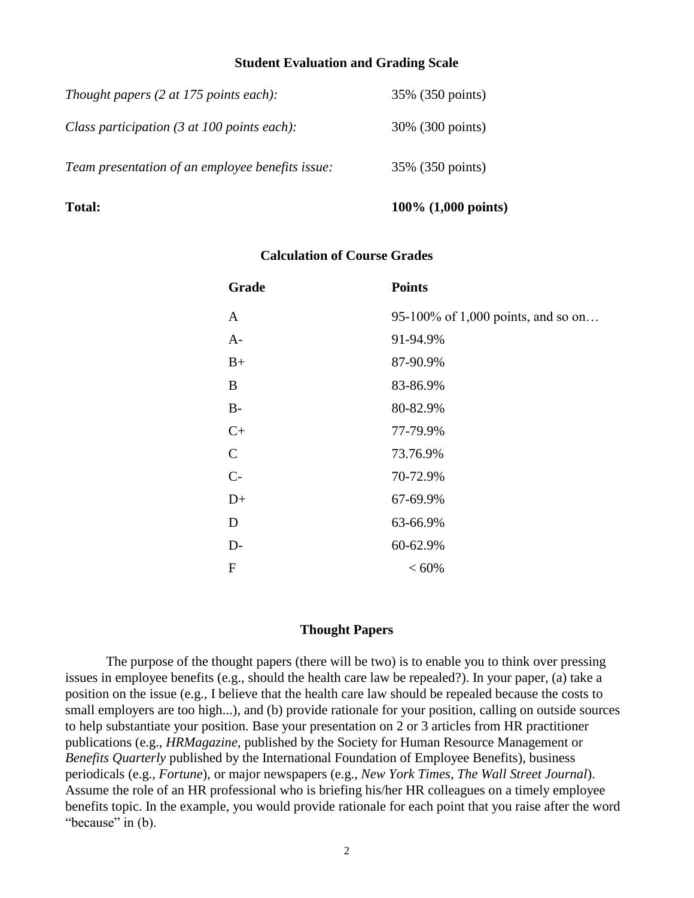## Student Evaluation and Grading Scale

| | |
|---|---|
| *Thought papers (2 at 175 points each):* | 35% (350 points) |
| *Class participation (3 at 100 points each):* | 30% (300 points) |
| *Team presentation of an employee benefits issue:* | 35% (350 points) |
| **Total:** | **100% (1,000 points)** |

## Calculation of Course Grades

| Grade | Points |
|---|---|
| A | 95-100% of 1,000 points, and so on… |
| A- | 91-94.9% |
| B+ | 87-90.9% |
| B | 83-86.9% |
| B- | 80-82.9% |
| C+ | 77-79.9% |
| C | 73.76.9% |
| C- | 70-72.9% |
| D+ | 67-69.9% |
| D | 63-66.9% |
| D- | 60-62.9% |
| F | < 60% |

## Thought Papers

The purpose of the thought papers (there will be two) is to enable you to think over pressing issues in employee benefits (e.g., should the health care law be repealed?). In your paper, (a) take a position on the issue (e.g., I believe that the health care law should be repealed because the costs to small employers are too high...), and (b) provide rationale for your position, calling on outside sources to help substantiate your position. Base your presentation on 2 or 3 articles from HR practitioner publications (e.g., *HRMagazine*, published by the Society for Human Resource Management or *Benefits Quarterly* published by the International Foundation of Employee Benefits), business periodicals (e.g., *Fortune*), or major newspapers (e.g., *New York Times*, *The Wall Street Journal*). Assume the role of an HR professional who is briefing his/her HR colleagues on a timely employee benefits topic. In the example, you would provide rationale for each point that you raise after the word "because" in (b).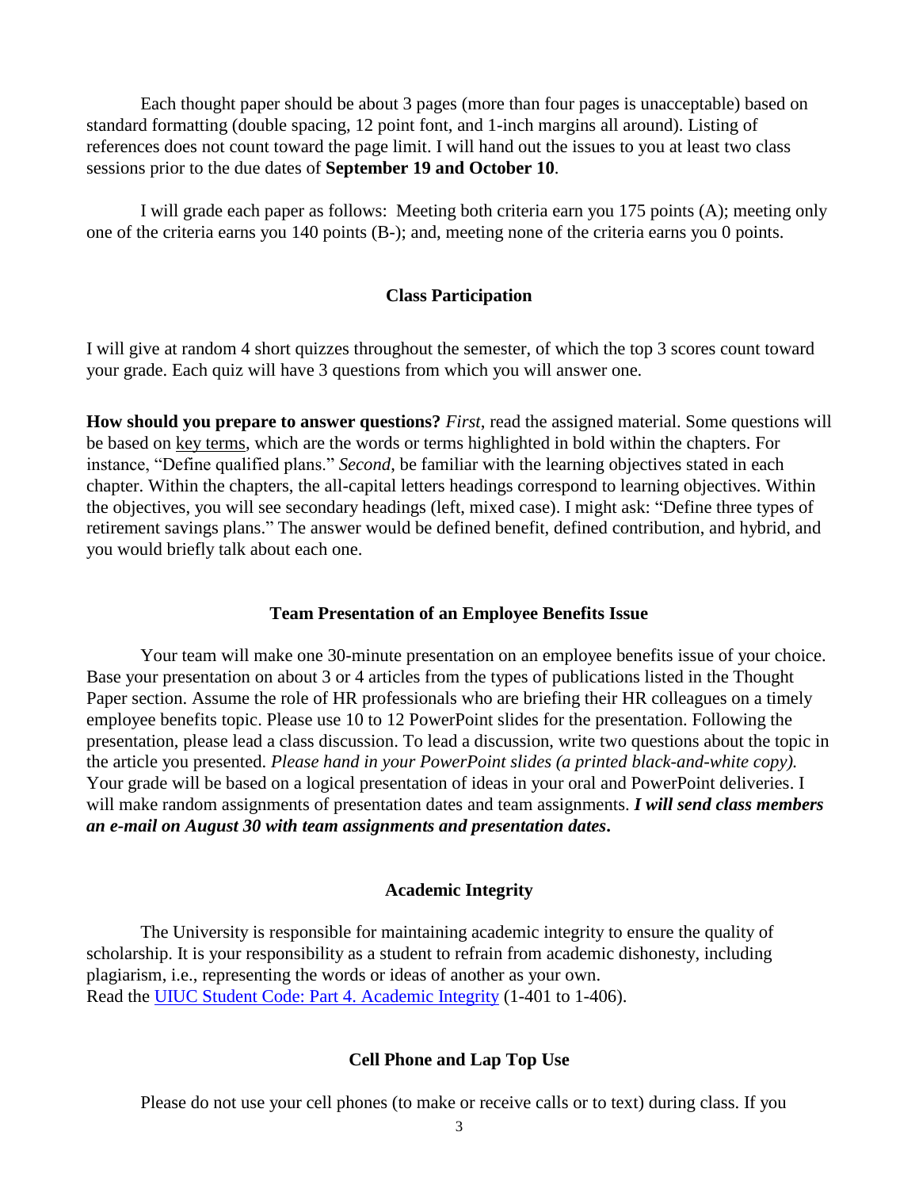Each thought paper should be about 3 pages (more than four pages is unacceptable) based on standard formatting (double spacing, 12 point font, and 1-inch margins all around). Listing of references does not count toward the page limit. I will hand out the issues to you at least two class sessions prior to the due dates of **September 19 and October 10**.

I will grade each paper as follows: Meeting both criteria earn you 175 points (A); meeting only one of the criteria earns you 140 points (B-); and, meeting none of the criteria earns you 0 points.

## Class Participation

I will give at random 4 short quizzes throughout the semester, of which the top 3 scores count toward your grade. Each quiz will have 3 questions from which you will answer one.

**How should you prepare to answer questions?** *First*, read the assigned material. Some questions will be based on key terms, which are the words or terms highlighted in bold within the chapters. For instance, "Define qualified plans." *Second*, be familiar with the learning objectives stated in each chapter. Within the chapters, the all-capital letters headings correspond to learning objectives. Within the objectives, you will see secondary headings (left, mixed case). I might ask: "Define three types of retirement savings plans." The answer would be defined benefit, defined contribution, and hybrid, and you would briefly talk about each one.

## Team Presentation of an Employee Benefits Issue

Your team will make one 30-minute presentation on an employee benefits issue of your choice. Base your presentation on about 3 or 4 articles from the types of publications listed in the Thought Paper section. Assume the role of HR professionals who are briefing their HR colleagues on a timely employee benefits topic. Please use 10 to 12 PowerPoint slides for the presentation. Following the presentation, please lead a class discussion. To lead a discussion, write two questions about the topic in the article you presented. *Please hand in your PowerPoint slides (a printed black-and-white copy).* Your grade will be based on a logical presentation of ideas in your oral and PowerPoint deliveries. I will make random assignments of presentation dates and team assignments. ***I will send class members an e-mail on August 30 with team assignments and presentation dates.***

## Academic Integrity

The University is responsible for maintaining academic integrity to ensure the quality of scholarship. It is your responsibility as a student to refrain from academic dishonesty, including plagiarism, i.e., representing the words or ideas of another as your own.
Read the UIUC Student Code: Part 4. Academic Integrity (1-401 to 1-406).

## Cell Phone and Lap Top Use

Please do not use your cell phones (to make or receive calls or to text) during class. If you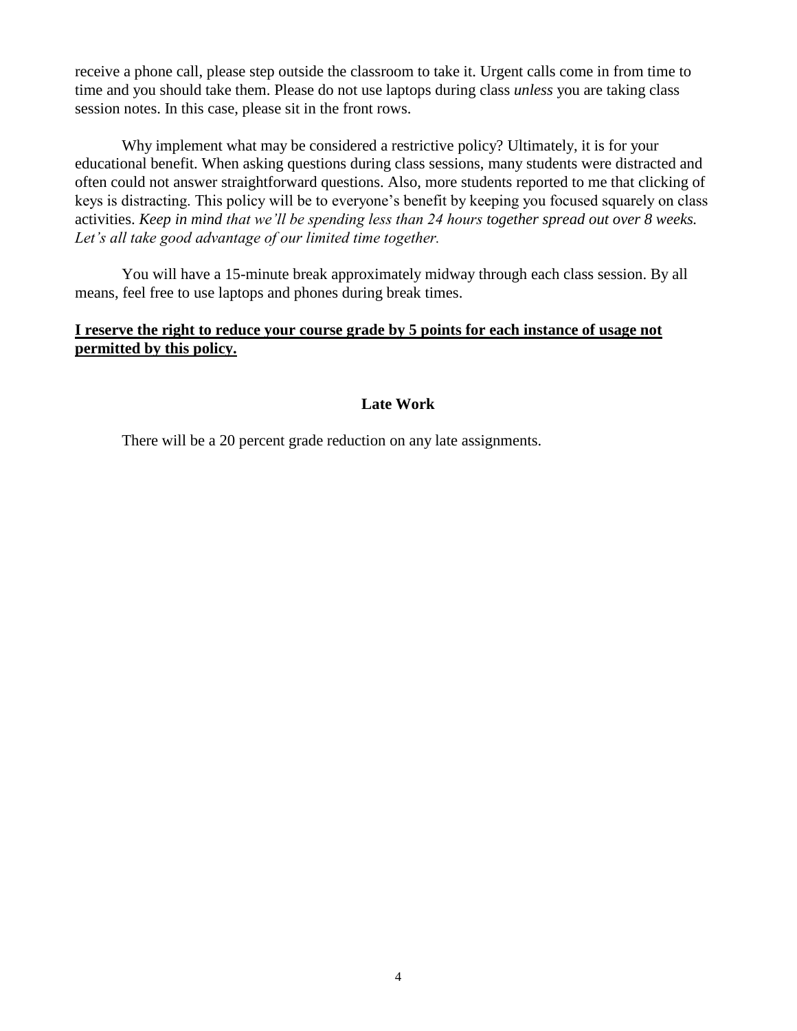receive a phone call, please step outside the classroom to take it. Urgent calls come in from time to time and you should take them. Please do not use laptops during class *unless* you are taking class session notes. In this case, please sit in the front rows.

Why implement what may be considered a restrictive policy? Ultimately, it is for your educational benefit. When asking questions during class sessions, many students were distracted and often could not answer straightforward questions. Also, more students reported to me that clicking of keys is distracting. This policy will be to everyone's benefit by keeping you focused squarely on class activities. *Keep in mind that we'll be spending less than 24 hours together spread out over 8 weeks. Let's all take good advantage of our limited time together.*

You will have a 15-minute break approximately midway through each class session. By all means, feel free to use laptops and phones during break times.

**I reserve the right to reduce your course grade by 5 points for each instance of usage not permitted by this policy.**

## Late Work

There will be a 20 percent grade reduction on any late assignments.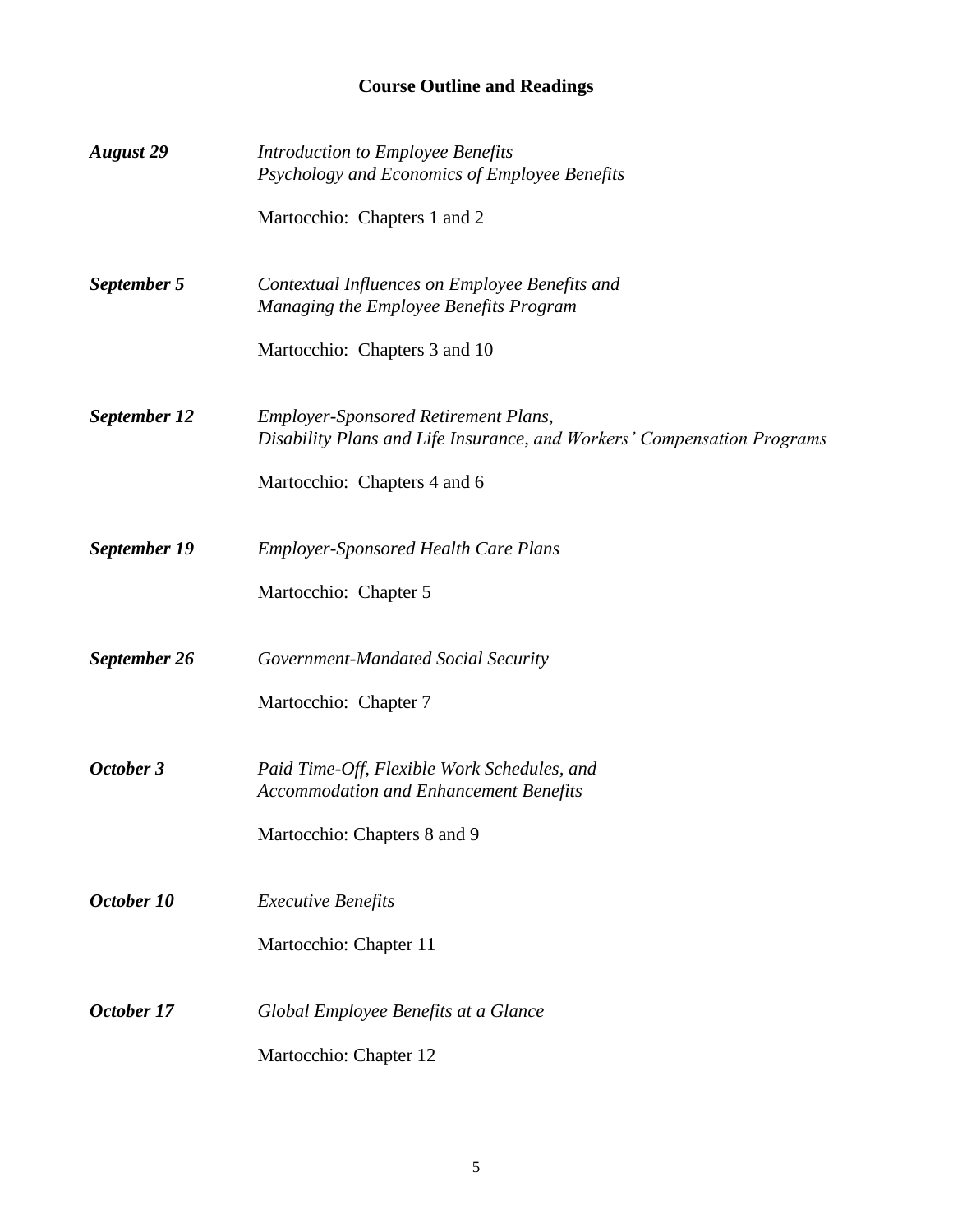## Course Outline and Readings

***August 29***

*Introduction to Employee Benefits*
*Psychology and Economics of Employee Benefits*

Martocchio: Chapters 1 and 2

***September 5***

*Contextual Influences on Employee Benefits and*
*Managing the Employee Benefits Program*

Martocchio: Chapters 3 and 10

***September 12***

*Employer-Sponsored Retirement Plans,*
*Disability Plans and Life Insurance, and Workers' Compensation Programs*

Martocchio: Chapters 4 and 6

***September 19***

*Employer-Sponsored Health Care Plans*

Martocchio: Chapter 5

***September 26***

*Government-Mandated Social Security*

Martocchio: Chapter 7

***October 3***

*Paid Time-Off, Flexible Work Schedules, and*
*Accommodation and Enhancement Benefits*

Martocchio: Chapters 8 and 9

***October 10***

*Executive Benefits*

Martocchio: Chapter 11

***October 17***

*Global Employee Benefits at a Glance*

Martocchio: Chapter 12